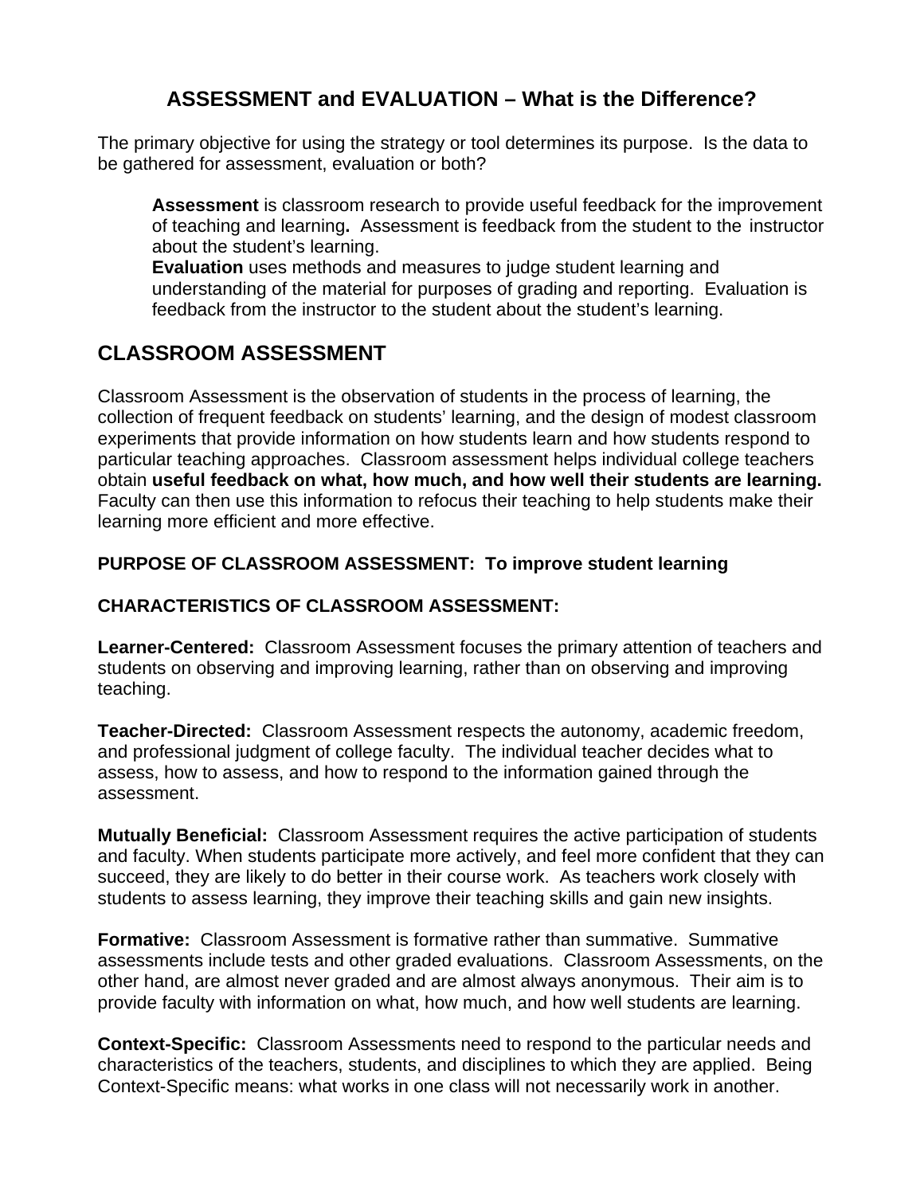# ASSESSMENT and EVALUATION – What is the Difference?

The primary objective for using the strategy or tool determines its purpose. Is the data to be gathered for assessment, evaluation or both?

> **Assessment** is classroom research to provide useful feedback for the improvement of teaching and learning**.** Assessment is feedback from the student to the instructor about the student's learning.
> **Evaluation** uses methods and measures to judge student learning and understanding of the material for purposes of grading and reporting. Evaluation is feedback from the instructor to the student about the student's learning.

## CLASSROOM ASSESSMENT

Classroom Assessment is the observation of students in the process of learning, the collection of frequent feedback on students' learning, and the design of modest classroom experiments that provide information on how students learn and how students respond to particular teaching approaches. Classroom assessment helps individual college teachers obtain **useful feedback on what, how much, and how well their students are learning.** Faculty can then use this information to refocus their teaching to help students make their learning more efficient and more effective.

**PURPOSE OF CLASSROOM ASSESSMENT: To improve student learning**

**CHARACTERISTICS OF CLASSROOM ASSESSMENT:**

**Learner-Centered:** Classroom Assessment focuses the primary attention of teachers and students on observing and improving learning, rather than on observing and improving teaching.

**Teacher-Directed:** Classroom Assessment respects the autonomy, academic freedom, and professional judgment of college faculty. The individual teacher decides what to assess, how to assess, and how to respond to the information gained through the assessment.

**Mutually Beneficial:** Classroom Assessment requires the active participation of students and faculty. When students participate more actively, and feel more confident that they can succeed, they are likely to do better in their course work. As teachers work closely with students to assess learning, they improve their teaching skills and gain new insights.

**Formative:** Classroom Assessment is formative rather than summative. Summative assessments include tests and other graded evaluations. Classroom Assessments, on the other hand, are almost never graded and are almost always anonymous. Their aim is to provide faculty with information on what, how much, and how well students are learning.

**Context-Specific:** Classroom Assessments need to respond to the particular needs and characteristics of the teachers, students, and disciplines to which they are applied. Being Context-Specific means: what works in one class will not necessarily work in another.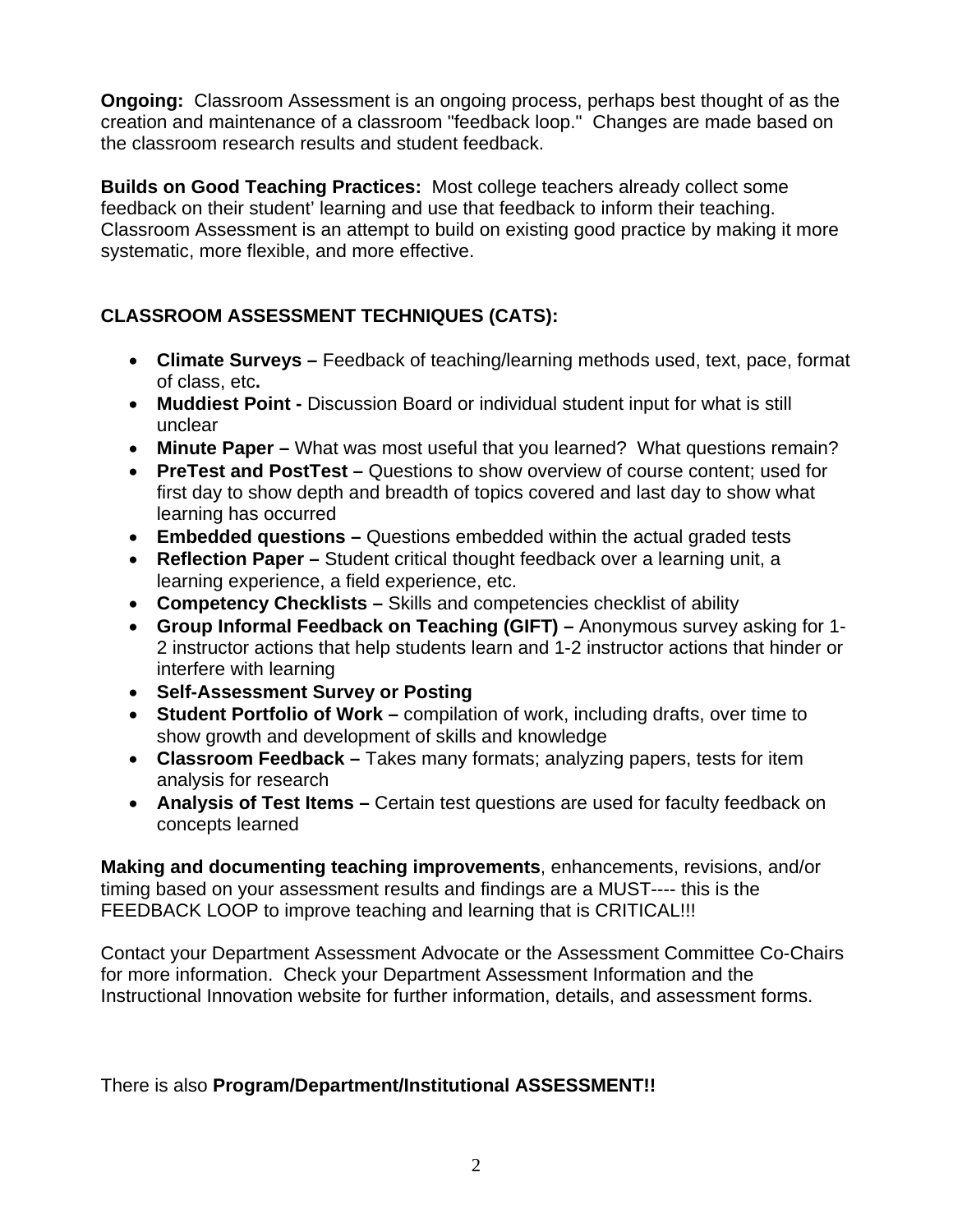**Ongoing:** Classroom Assessment is an ongoing process, perhaps best thought of as the creation and maintenance of a classroom "feedback loop." Changes are made based on the classroom research results and student feedback.

**Builds on Good Teaching Practices:** Most college teachers already collect some feedback on their student' learning and use that feedback to inform their teaching. Classroom Assessment is an attempt to build on existing good practice by making it more systematic, more flexible, and more effective.

## CLASSROOM ASSESSMENT TECHNIQUES (CATS):

- **Climate Surveys –** Feedback of teaching/learning methods used, text, pace, format of class, etc**.**
- **Muddiest Point -** Discussion Board or individual student input for what is still unclear
- **Minute Paper –** What was most useful that you learned? What questions remain?
- **PreTest and PostTest –** Questions to show overview of course content; used for first day to show depth and breadth of topics covered and last day to show what learning has occurred
- **Embedded questions –** Questions embedded within the actual graded tests
- **Reflection Paper –** Student critical thought feedback over a learning unit, a learning experience, a field experience, etc.
- **Competency Checklists –** Skills and competencies checklist of ability
- **Group Informal Feedback on Teaching (GIFT) –** Anonymous survey asking for 1-2 instructor actions that help students learn and 1-2 instructor actions that hinder or interfere with learning
- **Self-Assessment Survey or Posting**
- **Student Portfolio of Work –** compilation of work, including drafts, over time to show growth and development of skills and knowledge
- **Classroom Feedback –** Takes many formats; analyzing papers, tests for item analysis for research
- **Analysis of Test Items –** Certain test questions are used for faculty feedback on concepts learned

**Making and documenting teaching improvements**, enhancements, revisions, and/or timing based on your assessment results and findings are a MUST---- this is the FEEDBACK LOOP to improve teaching and learning that is CRITICAL!!!

Contact your Department Assessment Advocate or the Assessment Committee Co-Chairs for more information. Check your Department Assessment Information and the Instructional Innovation website for further information, details, and assessment forms.

There is also **Program/Department/Institutional ASSESSMENT!!**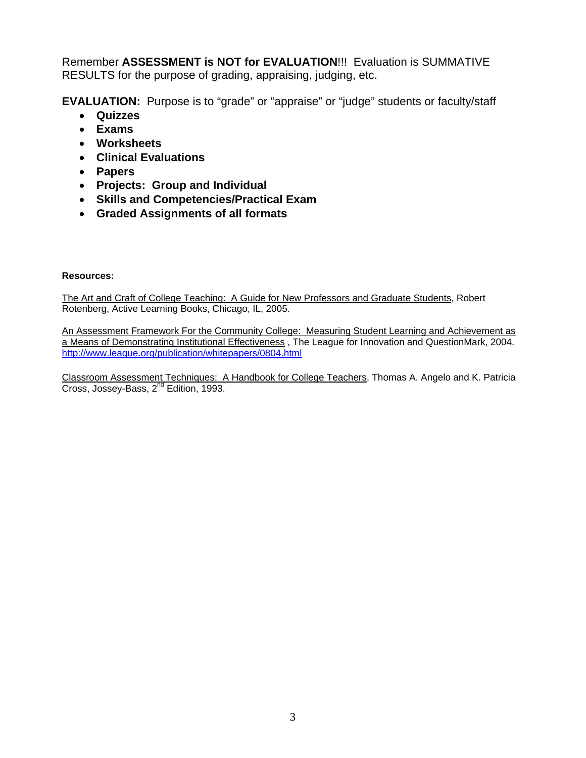Remember **ASSESSMENT is NOT for EVALUATION**!!! Evaluation is SUMMATIVE RESULTS for the purpose of grading, appraising, judging, etc.

**EVALUATION:** Purpose is to "grade" or "appraise" or "judge" students or faculty/staff

- **Quizzes**
- **Exams**
- **Worksheets**
- **Clinical Evaluations**
- **Papers**
- **Projects: Group and Individual**
- **Skills and Competencies/Practical Exam**
- **Graded Assignments of all formats**

**Resources:**

The Art and Craft of College Teaching: A Guide for New Professors and Graduate Students, Robert Rotenberg, Active Learning Books, Chicago, IL, 2005.

An Assessment Framework For the Community College: Measuring Student Learning and Achievement as a Means of Demonstrating Institutional Effectiveness , The League for Innovation and QuestionMark, 2004. http://www.league.org/publication/whitepapers/0804.html

Classroom Assessment Techniques: A Handbook for College Teachers, Thomas A. Angelo and K. Patricia Cross, Jossey-Bass, 2nd Edition, 1993.